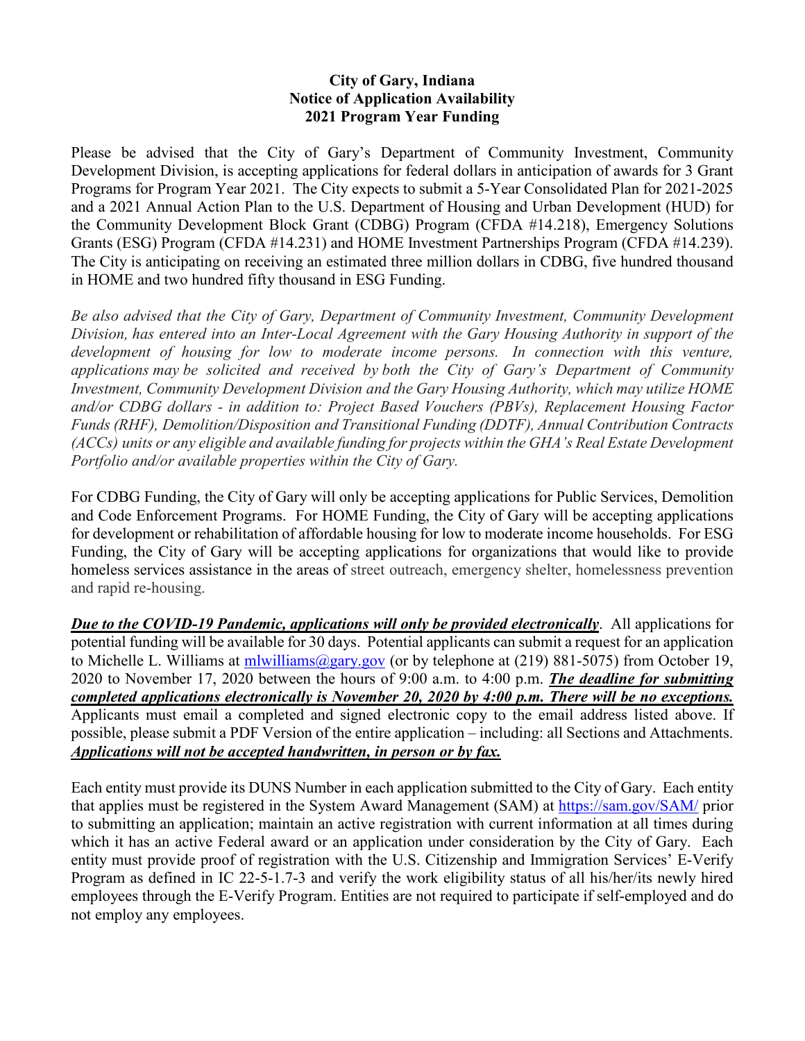**City of Gary, Indiana**
**Notice of Application Availability**
**2021 Program Year Funding**

Please be advised that the City of Gary's Department of Community Investment, Community Development Division, is accepting applications for federal dollars in anticipation of awards for 3 Grant Programs for Program Year 2021. The City expects to submit a 5-Year Consolidated Plan for 2021-2025 and a 2021 Annual Action Plan to the U.S. Department of Housing and Urban Development (HUD) for the Community Development Block Grant (CDBG) Program (CFDA #14.218), Emergency Solutions Grants (ESG) Program (CFDA #14.231) and HOME Investment Partnerships Program (CFDA #14.239). The City is anticipating on receiving an estimated three million dollars in CDBG, five hundred thousand in HOME and two hundred fifty thousand in ESG Funding.

*Be also advised that the City of Gary, Department of Community Investment, Community Development Division, has entered into an Inter-Local Agreement with the Gary Housing Authority in support of the development of housing for low to moderate income persons. In connection with this venture, applications may be solicited and received by both the City of Gary's Department of Community Investment, Community Development Division and the Gary Housing Authority, which may utilize HOME and/or CDBG dollars - in addition to: Project Based Vouchers (PBVs), Replacement Housing Factor Funds (RHF), Demolition/Disposition and Transitional Funding (DDTF), Annual Contribution Contracts (ACCs) units or any eligible and available funding for projects within the GHA's Real Estate Development Portfolio and/or available properties within the City of Gary.*

For CDBG Funding, the City of Gary will only be accepting applications for Public Services, Demolition and Code Enforcement Programs. For HOME Funding, the City of Gary will be accepting applications for development or rehabilitation of affordable housing for low to moderate income households. For ESG Funding, the City of Gary will be accepting applications for organizations that would like to provide homeless services assistance in the areas of street outreach, emergency shelter, homelessness prevention and rapid re-housing.

***Due to the COVID-19 Pandemic, applications will only be provided electronically***. All applications for potential funding will be available for 30 days. Potential applicants can submit a request for an application to Michelle L. Williams at mlwilliams@gary.gov (or by telephone at (219) 881-5075) from October 19, 2020 to November 17, 2020 between the hours of 9:00 a.m. to 4:00 p.m. ***The deadline for submitting completed applications electronically is November 20, 2020 by 4:00 p.m. There will be no exceptions.*** Applicants must email a completed and signed electronic copy to the email address listed above. If possible, please submit a PDF Version of the entire application – including: all Sections and Attachments. ***Applications will not be accepted handwritten, in person or by fax.***

Each entity must provide its DUNS Number in each application submitted to the City of Gary. Each entity that applies must be registered in the System Award Management (SAM) at https://sam.gov/SAM/ prior to submitting an application; maintain an active registration with current information at all times during which it has an active Federal award or an application under consideration by the City of Gary. Each entity must provide proof of registration with the U.S. Citizenship and Immigration Services' E-Verify Program as defined in IC 22-5-1.7-3 and verify the work eligibility status of all his/her/its newly hired employees through the E-Verify Program. Entities are not required to participate if self-employed and do not employ any employees.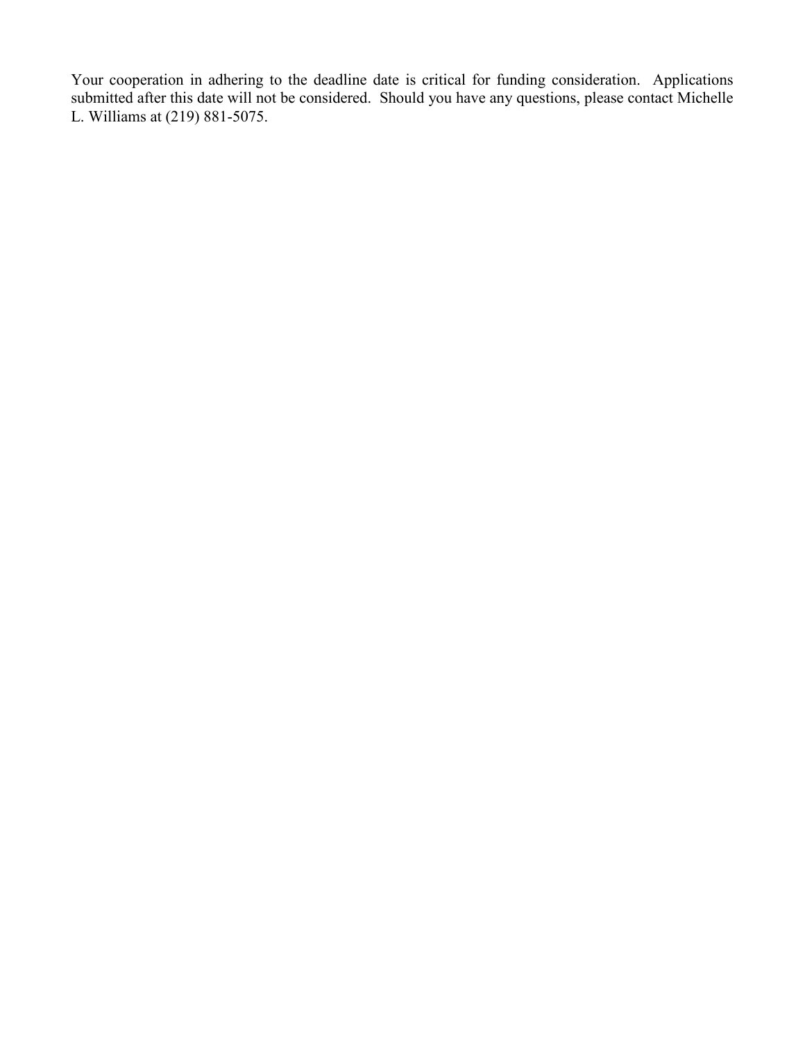Your cooperation in adhering to the deadline date is critical for funding consideration. Applications submitted after this date will not be considered. Should you have any questions, please contact Michelle L. Williams at (219) 881-5075.